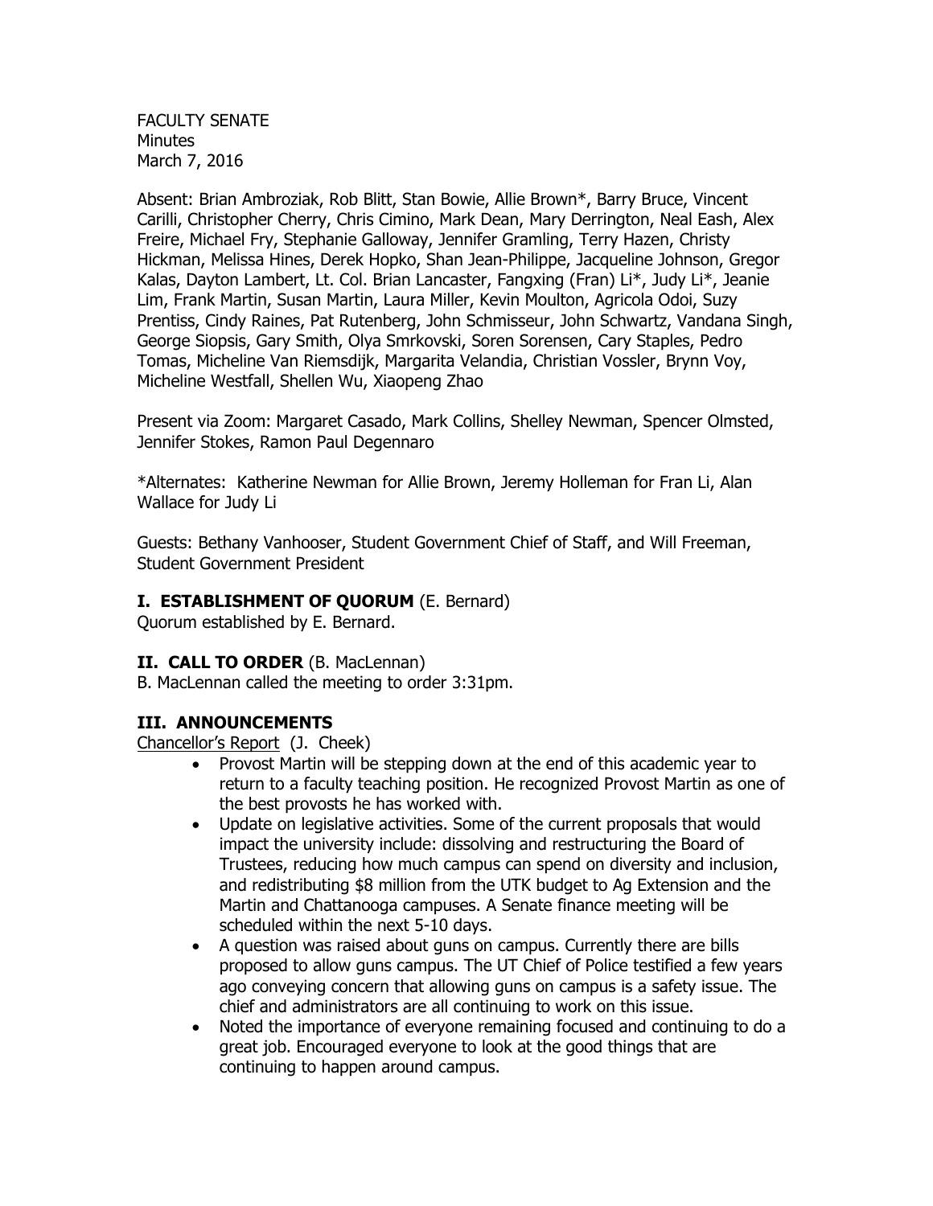FACULTY SENATE
Minutes
March 7, 2016

Absent: Brian Ambroziak, Rob Blitt, Stan Bowie, Allie Brown*, Barry Bruce, Vincent Carilli, Christopher Cherry, Chris Cimino, Mark Dean, Mary Derrington, Neal Eash, Alex Freire, Michael Fry, Stephanie Galloway, Jennifer Gramling, Terry Hazen, Christy Hickman, Melissa Hines, Derek Hopko, Shan Jean-Philippe, Jacqueline Johnson, Gregor Kalas, Dayton Lambert, Lt. Col. Brian Lancaster, Fangxing (Fran) Li*, Judy Li*, Jeanie Lim, Frank Martin, Susan Martin, Laura Miller, Kevin Moulton, Agricola Odoi, Suzy Prentiss, Cindy Raines, Pat Rutenberg, John Schmisseur, John Schwartz, Vandana Singh, George Siopsis, Gary Smith, Olya Smrkovski, Soren Sorensen, Cary Staples, Pedro Tomas, Micheline Van Riemsdijk, Margarita Velandia, Christian Vossler, Brynn Voy, Micheline Westfall, Shellen Wu, Xiaopeng Zhao

Present via Zoom: Margaret Casado, Mark Collins, Shelley Newman, Spencer Olmsted, Jennifer Stokes, Ramon Paul Degennaro

*Alternates: Katherine Newman for Allie Brown, Jeremy Holleman for Fran Li, Alan Wallace for Judy Li

Guests: Bethany Vanhooser, Student Government Chief of Staff, and Will Freeman, Student Government President

## I. ESTABLISHMENT OF QUORUM (E. Bernard)

Quorum established by E. Bernard.

## II. CALL TO ORDER (B. MacLennan)

B. MacLennan called the meeting to order 3:31pm.

## III. ANNOUNCEMENTS

Chancellor's Report (J. Cheek)

- Provost Martin will be stepping down at the end of this academic year to return to a faculty teaching position. He recognized Provost Martin as one of the best provosts he has worked with.
- Update on legislative activities. Some of the current proposals that would impact the university include: dissolving and restructuring the Board of Trustees, reducing how much campus can spend on diversity and inclusion, and redistributing $8 million from the UTK budget to Ag Extension and the Martin and Chattanooga campuses. A Senate finance meeting will be scheduled within the next 5-10 days.
- A question was raised about guns on campus. Currently there are bills proposed to allow guns campus. The UT Chief of Police testified a few years ago conveying concern that allowing guns on campus is a safety issue. The chief and administrators are all continuing to work on this issue.
- Noted the importance of everyone remaining focused and continuing to do a great job. Encouraged everyone to look at the good things that are continuing to happen around campus.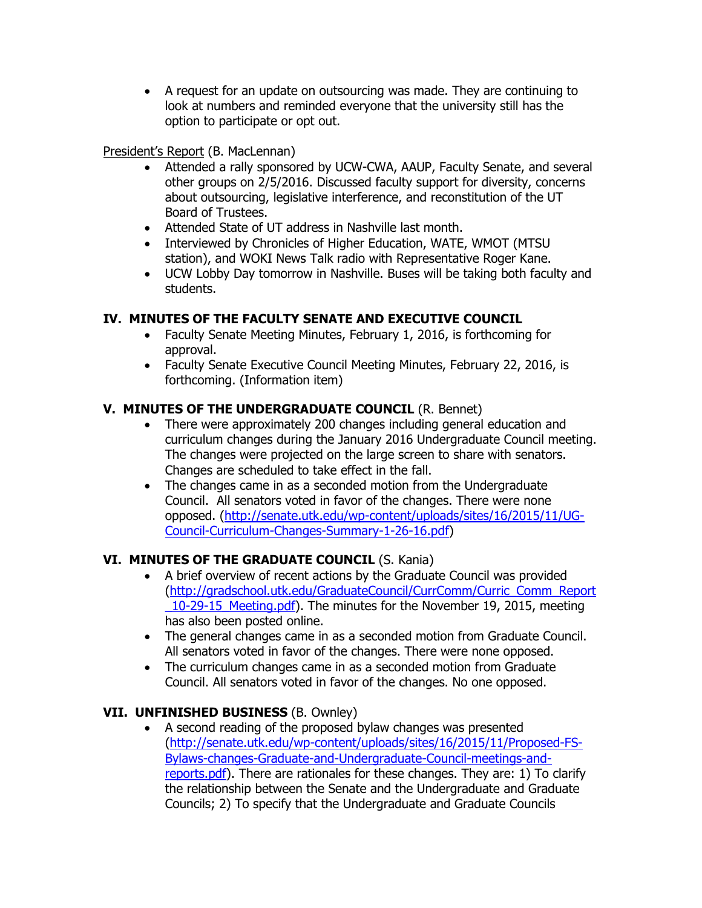- A request for an update on outsourcing was made. They are continuing to look at numbers and reminded everyone that the university still has the option to participate or opt out.

President's Report (B. MacLennan)

- Attended a rally sponsored by UCW-CWA, AAUP, Faculty Senate, and several other groups on 2/5/2016. Discussed faculty support for diversity, concerns about outsourcing, legislative interference, and reconstitution of the UT Board of Trustees.
- Attended State of UT address in Nashville last month.
- Interviewed by Chronicles of Higher Education, WATE, WMOT (MTSU station), and WOKI News Talk radio with Representative Roger Kane.
- UCW Lobby Day tomorrow in Nashville. Buses will be taking both faculty and students.

## IV. MINUTES OF THE FACULTY SENATE AND EXECUTIVE COUNCIL

- Faculty Senate Meeting Minutes, February 1, 2016, is forthcoming for approval.
- Faculty Senate Executive Council Meeting Minutes, February 22, 2016, is forthcoming. (Information item)

## V. MINUTES OF THE UNDERGRADUATE COUNCIL (R. Bennet)

- There were approximately 200 changes including general education and curriculum changes during the January 2016 Undergraduate Council meeting. The changes were projected on the large screen to share with senators. Changes are scheduled to take effect in the fall.
- The changes came in as a seconded motion from the Undergraduate Council. All senators voted in favor of the changes. There were none opposed. (http://senate.utk.edu/wp-content/uploads/sites/16/2015/11/UG-Council-Curriculum-Changes-Summary-1-26-16.pdf)

## VI. MINUTES OF THE GRADUATE COUNCIL (S. Kania)

- A brief overview of recent actions by the Graduate Council was provided (http://gradschool.utk.edu/GraduateCouncil/CurrComm/Curric_Comm_Report_10-29-15_Meeting.pdf). The minutes for the November 19, 2015, meeting has also been posted online.
- The general changes came in as a seconded motion from Graduate Council. All senators voted in favor of the changes. There were none opposed.
- The curriculum changes came in as a seconded motion from Graduate Council. All senators voted in favor of the changes. No one opposed.

## VII. UNFINISHED BUSINESS (B. Ownley)

- A second reading of the proposed bylaw changes was presented (http://senate.utk.edu/wp-content/uploads/sites/16/2015/11/Proposed-FS-Bylaws-changes-Graduate-and-Undergraduate-Council-meetings-and-reports.pdf). There are rationales for these changes. They are: 1) To clarify the relationship between the Senate and the Undergraduate and Graduate Councils; 2) To specify that the Undergraduate and Graduate Councils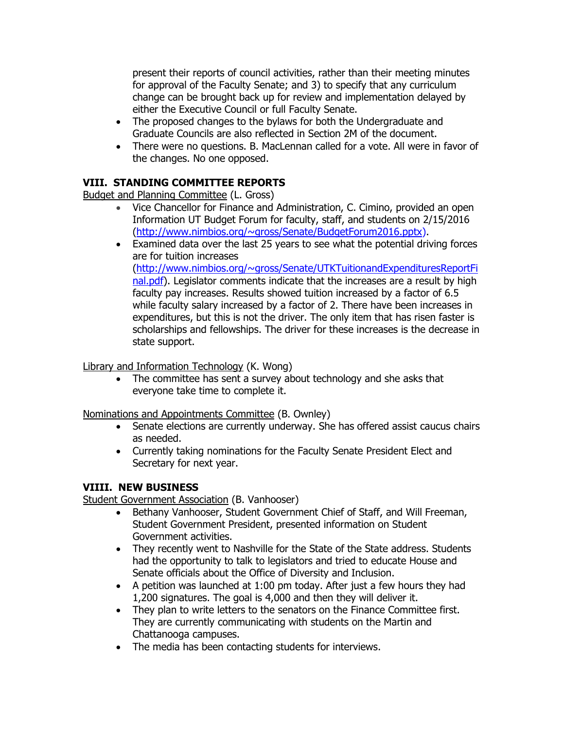present their reports of council activities, rather than their meeting minutes for approval of the Faculty Senate; and 3) to specify that any curriculum change can be brought back up for review and implementation delayed by either the Executive Council or full Faculty Senate.

- The proposed changes to the bylaws for both the Undergraduate and Graduate Councils are also reflected in Section 2M of the document.
- There were no questions. B. MacLennan called for a vote. All were in favor of the changes. No one opposed.

## VIII. STANDING COMMITTEE REPORTS

Budget and Planning Committee (L. Gross)

- Vice Chancellor for Finance and Administration, C. Cimino, provided an open Information UT Budget Forum for faculty, staff, and students on 2/15/2016 (http://www.nimbios.org/~gross/Senate/BudgetForum2016.pptx).
- Examined data over the last 25 years to see what the potential driving forces are for tuition increases (http://www.nimbios.org/~gross/Senate/UTKTuitionandExpendituresReportFinal.pdf). Legislator comments indicate that the increases are a result by high faculty pay increases. Results showed tuition increased by a factor of 6.5 while faculty salary increased by a factor of 2. There have been increases in expenditures, but this is not the driver. The only item that has risen faster is scholarships and fellowships. The driver for these increases is the decrease in state support.

Library and Information Technology (K. Wong)

- The committee has sent a survey about technology and she asks that everyone take time to complete it.

Nominations and Appointments Committee (B. Ownley)

- Senate elections are currently underway. She has offered assist caucus chairs as needed.
- Currently taking nominations for the Faculty Senate President Elect and Secretary for next year.

## VIIII. NEW BUSINESS

Student Government Association (B. Vanhooser)

- Bethany Vanhooser, Student Government Chief of Staff, and Will Freeman, Student Government President, presented information on Student Government activities.
- They recently went to Nashville for the State of the State address. Students had the opportunity to talk to legislators and tried to educate House and Senate officials about the Office of Diversity and Inclusion.
- A petition was launched at 1:00 pm today. After just a few hours they had 1,200 signatures. The goal is 4,000 and then they will deliver it.
- They plan to write letters to the senators on the Finance Committee first. They are currently communicating with students on the Martin and Chattanooga campuses.
- The media has been contacting students for interviews.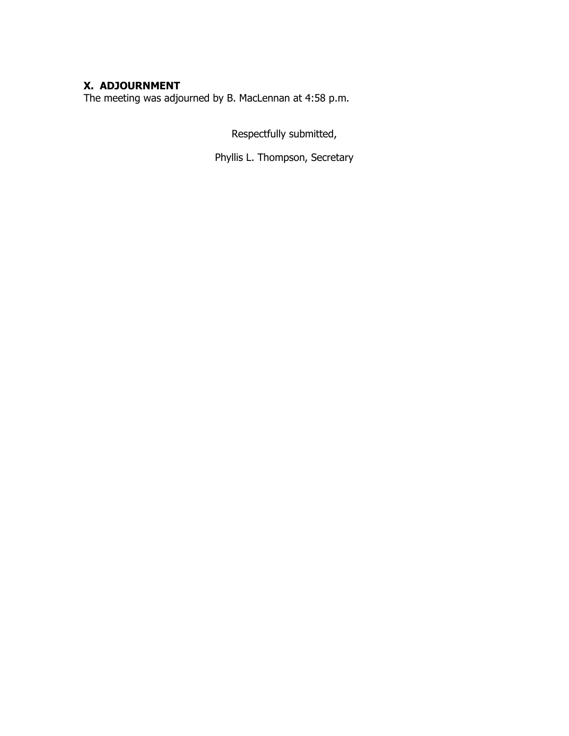## X. ADJOURNMENT

The meeting was adjourned by B. MacLennan at 4:58 p.m.

Respectfully submitted,

Phyllis L. Thompson, Secretary